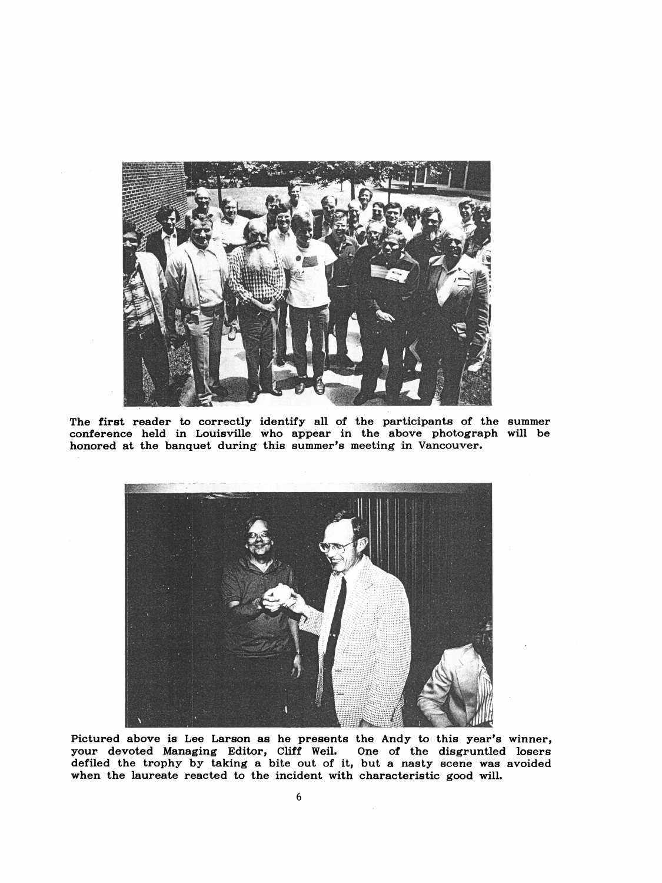The first reader to correctly identify all of the participants of the summer conference held in Louisville who appear in the above photograph will be honored at the banquet during this summer's meeting in Vancouver.

Pictured above is Lee Larson as he presents the Andy to this year's winner, your devoted Managing Editor, Cliff Weil. One of the disgruntled losers defiled the trophy by taking a bite out of it, but a nasty scene was avoided when the laureate reacted to the incident with characteristic good will.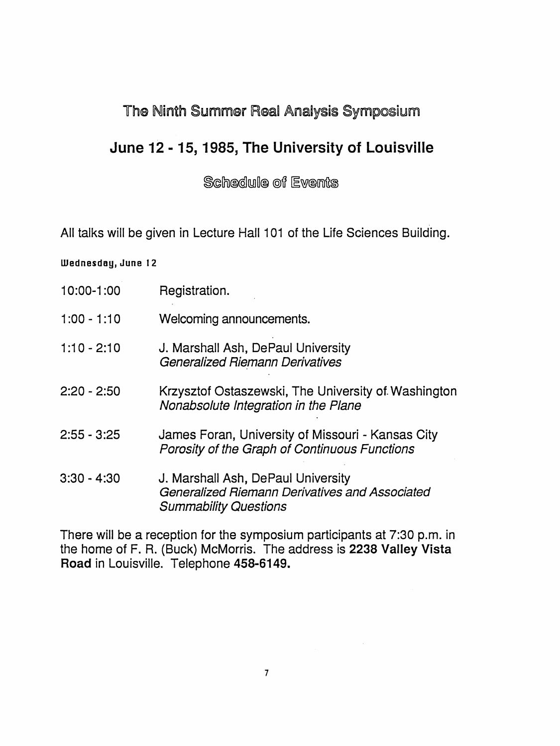# The Ninth Summer Real Analysis Symposium

## June 12 - 15, 1985, The University of Louisville

### Schedule of Events

All talks will be given in Lecture Hall 101 of the Life Sciences Building.

**Wednesday, June 12**

| | |
|---|---|
| 10:00-1:00 | Registration. |
| 1:00 - 1:10 | Welcoming announcements. |
| 1:10 - 2:10 | J. Marshall Ash, DePaul University<br>*Generalized Riemann Derivatives* |
| 2:20 - 2:50 | Krzysztof Ostaszewski, The University of Washington<br>*Nonabsolute Integration in the Plane* |
| 2:55 - 3:25 | James Foran, University of Missouri - Kansas City<br>*Porosity of the Graph of Continuous Functions* |
| 3:30 - 4:30 | J. Marshall Ash, DePaul University<br>*Generalized Riemann Derivatives and Associated Summability Questions* |

There will be a reception for the symposium participants at 7:30 p.m. in the home of F. R. (Buck) McMorris. The address is **2238 Valley Vista Road** in Louisville. Telephone **458-6149.**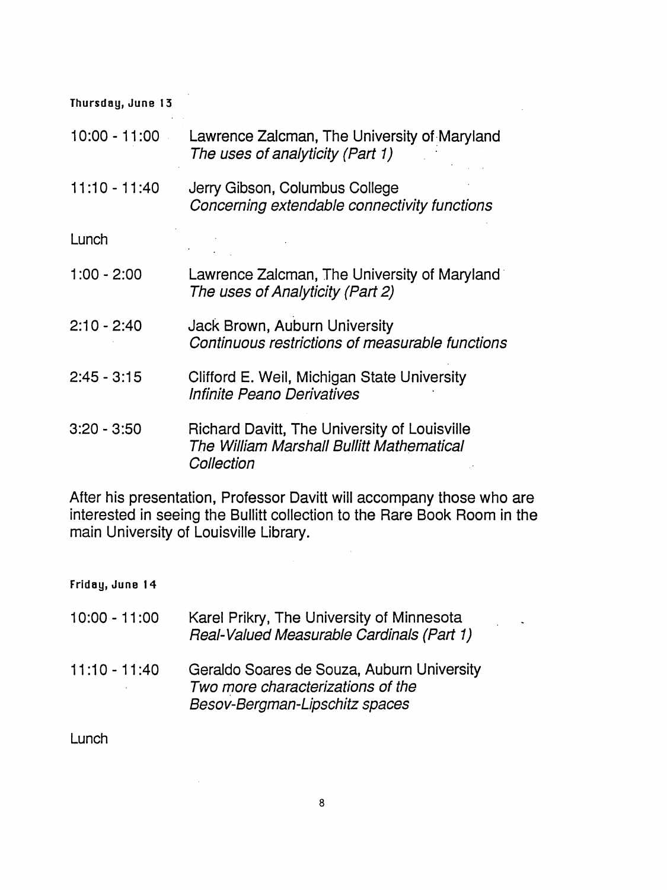**Thursday, June 13**

| | |
|---|---|
| 10:00 - 11:00 | Lawrence Zalcman, The University of Maryland<br>*The uses of analyticity (Part 1)* |
| 11:10 - 11:40 | Jerry Gibson, Columbus College<br>*Concerning extendable connectivity functions* |
| Lunch | |
| 1:00 - 2:00 | Lawrence Zalcman, The University of Maryland<br>*The uses of Analyticity (Part 2)* |
| 2:10 - 2:40 | Jack Brown, Auburn University<br>*Continuous restrictions of measurable functions* |
| 2:45 - 3:15 | Clifford E. Weil, Michigan State University<br>*Infinite Peano Derivatives* |
| 3:20 - 3:50 | Richard Davitt, The University of Louisville<br>*The William Marshall Bullitt Mathematical Collection* |

After his presentation, Professor Davitt will accompany those who are interested in seeing the Bullitt collection to the Rare Book Room in the main University of Louisville Library.

**Friday, June 14**

| | |
|---|---|
| 10:00 - 11:00 | Karel Prikry, The University of Minnesota<br>*Real-Valued Measurable Cardinals (Part 1)* |
| 11:10 - 11:40 | Geraldo Soares de Souza, Auburn University<br>*Two more characterizations of the Besov-Bergman-Lipschitz spaces* |
| Lunch | |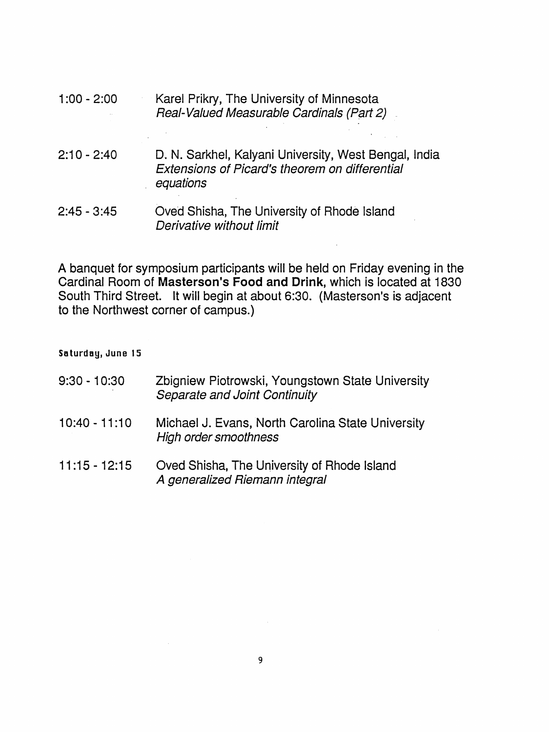| | |
|---|---|
| 1:00 - 2:00 | Karel Prikry, The University of Minnesota<br>*Real-Valued Measurable Cardinals (Part 2)* |
| 2:10 - 2:40 | D. N. Sarkhel, Kalyani University, West Bengal, India<br>*Extensions of Picard's theorem on differential equations* |
| 2:45 - 3:45 | Oved Shisha, The University of Rhode Island<br>*Derivative without limit* |

A banquet for symposium participants will be held on Friday evening in the Cardinal Room of **Masterson's Food and Drink**, which is located at 1830 South Third Street. It will begin at about 6:30. (Masterson's is adjacent to the Northwest corner of campus.)

**Saturday, June 15**

| | |
|---|---|
| 9:30 - 10:30 | Zbigniew Piotrowski, Youngstown State University<br>*Separate and Joint Continuity* |
| 10:40 - 11:10 | Michael J. Evans, North Carolina State University<br>*High order smoothness* |
| 11:15 - 12:15 | Oved Shisha, The University of Rhode Island<br>*A generalized Riemann integral* |